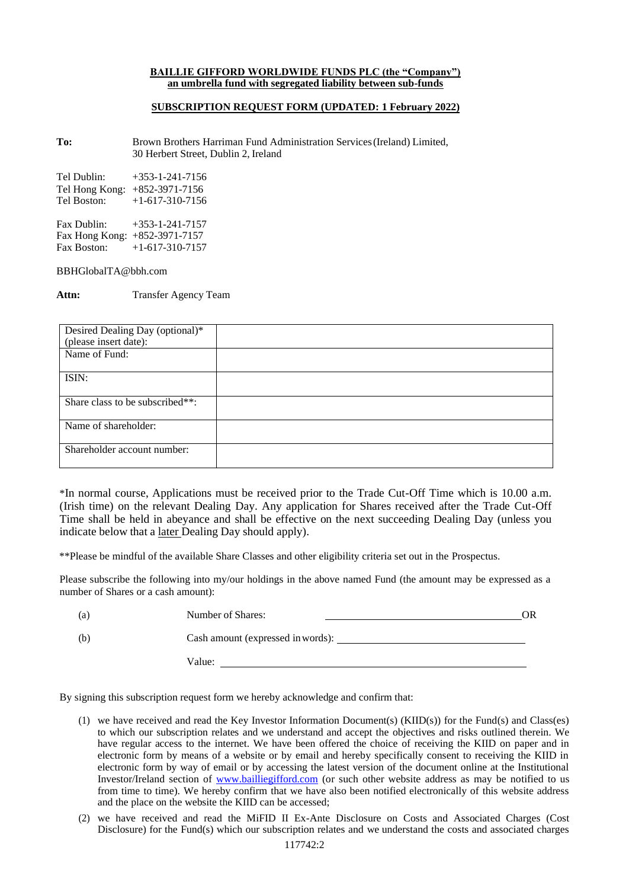**BAILLIE GIFFORD WORLDWIDE FUNDS PLC (the "Company")**
**an umbrella fund with segregated liability between sub-funds**

**SUBSCRIPTION REQUEST FORM (UPDATED: 1 February 2022)**

**To:** Brown Brothers Harriman Fund Administration Services (Ireland) Limited, 30 Herbert Street, Dublin 2, Ireland

Tel Dublin: +353-1-241-7156
Tel Hong Kong: +852-3971-7156
Tel Boston: +1-617-310-7156

Fax Dublin: +353-1-241-7157
Fax Hong Kong: +852-3971-7157
Fax Boston: +1-617-310-7157

BBHGlobalTA@bbh.com

**Attn:** Transfer Agency Team

| | |
|---|---|
| Desired Dealing Day (optional)* (please insert date): | |
| Name of Fund: | |
| ISIN: | |
| Share class to be subscribed**: | |
| Name of shareholder: | |
| Shareholder account number: | |

*In normal course, Applications must be received prior to the Trade Cut-Off Time which is 10.00 a.m. (Irish time) on the relevant Dealing Day. Any application for Shares received after the Trade Cut-Off Time shall be held in abeyance and shall be effective on the next succeeding Dealing Day (unless you indicate below that a later Dealing Day should apply).

**Please be mindful of the available Share Classes and other eligibility criteria set out in the Prospectus.

Please subscribe the following into my/our holdings in the above named Fund (the amount may be expressed as a number of Shares or a cash amount):

(a) Number of Shares: ______________________ OR

(b) Cash amount (expressed in words): ______________________

Value: ______________________

By signing this subscription request form we hereby acknowledge and confirm that:

(1) we have received and read the Key Investor Information Document(s) (KIID(s)) for the Fund(s) and Class(es) to which our subscription relates and we understand and accept the objectives and risks outlined therein. We have regular access to the internet. We have been offered the choice of receiving the KIID on paper and in electronic form by means of a website or by email and hereby specifically consent to receiving the KIID in electronic form by way of email or by accessing the latest version of the document online at the Institutional Investor/Ireland section of www.bailliegifford.com (or such other website address as may be notified to us from time to time). We hereby confirm that we have also been notified electronically of this website address and the place on the website the KIID can be accessed;

(2) we have received and read the MiFID II Ex-Ante Disclosure on Costs and Associated Charges (Cost Disclosure) for the Fund(s) which our subscription relates and we understand the costs and associated charges

117742:2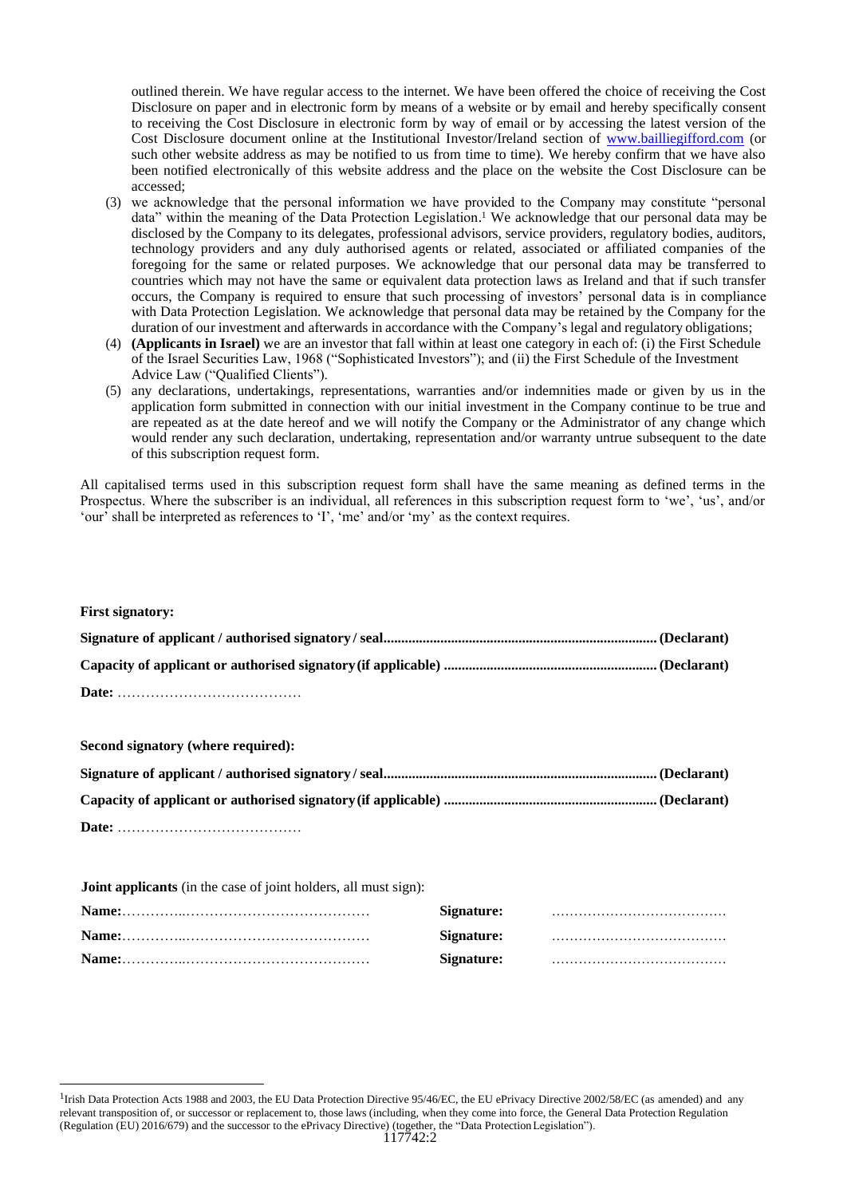outlined therein. We have regular access to the internet. We have been offered the choice of receiving the Cost Disclosure on paper and in electronic form by means of a website or by email and hereby specifically consent to receiving the Cost Disclosure in electronic form by way of email or by accessing the latest version of the Cost Disclosure document online at the Institutional Investor/Ireland section of www.bailliegifford.com (or such other website address as may be notified to us from time to time). We hereby confirm that we have also been notified electronically of this website address and the place on the website the Cost Disclosure can be accessed;

(3) we acknowledge that the personal information we have provided to the Company may constitute "personal data" within the meaning of the Data Protection Legislation.[1] We acknowledge that our personal data may be disclosed by the Company to its delegates, professional advisors, service providers, regulatory bodies, auditors, technology providers and any duly authorised agents or related, associated or affiliated companies of the foregoing for the same or related purposes. We acknowledge that our personal data may be transferred to countries which may not have the same or equivalent data protection laws as Ireland and that if such transfer occurs, the Company is required to ensure that such processing of investors' personal data is in compliance with Data Protection Legislation. We acknowledge that personal data may be retained by the Company for the duration of our investment and afterwards in accordance with the Company's legal and regulatory obligations;

(4) **(Applicants in Israel)** we are an investor that fall within at least one category in each of: (i) the First Schedule of the Israel Securities Law, 1968 ("Sophisticated Investors"); and (ii) the First Schedule of the Investment Advice Law ("Qualified Clients").

(5) any declarations, undertakings, representations, warranties and/or indemnities made or given by us in the application form submitted in connection with our initial investment in the Company continue to be true and are repeated as at the date hereof and we will notify the Company or the Administrator of any change which would render any such declaration, undertaking, representation and/or warranty untrue subsequent to the date of this subscription request form.

All capitalised terms used in this subscription request form shall have the same meaning as defined terms in the Prospectus. Where the subscriber is an individual, all references in this subscription request form to 'we', 'us', and/or 'our' shall be interpreted as references to 'I', 'me' and/or 'my' as the context requires.

**First signatory:**

**Signature of applicant / authorised signatory / seal........................................................................... (Declarant)**

**Capacity of applicant or authorised signatory (if applicable) ........................................................... (Declarant)**

**Date:** …………………………………

**Second signatory (where required):**

**Signature of applicant / authorised signatory / seal........................................................................... (Declarant)**

**Capacity of applicant or authorised signatory (if applicable) ........................................................... (Declarant)**

**Date:** …………………………………

**Joint applicants** (in the case of joint holders, all must sign):

**Name:**……………………………………………… **Signature:** …………………………………

**Name:**……………………………………………… **Signature:** …………………………………

**Name:**……………………………………………… **Signature:** …………………………………

[1] Irish Data Protection Acts 1988 and 2003, the EU Data Protection Directive 95/46/EC, the EU ePrivacy Directive 2002/58/EC (as amended) and any relevant transposition of, or successor or replacement to, those laws (including, when they come into force, the General Data Protection Regulation (Regulation (EU) 2016/679) and the successor to the ePrivacy Directive) (together, the "Data Protection Legislation").

117742:2